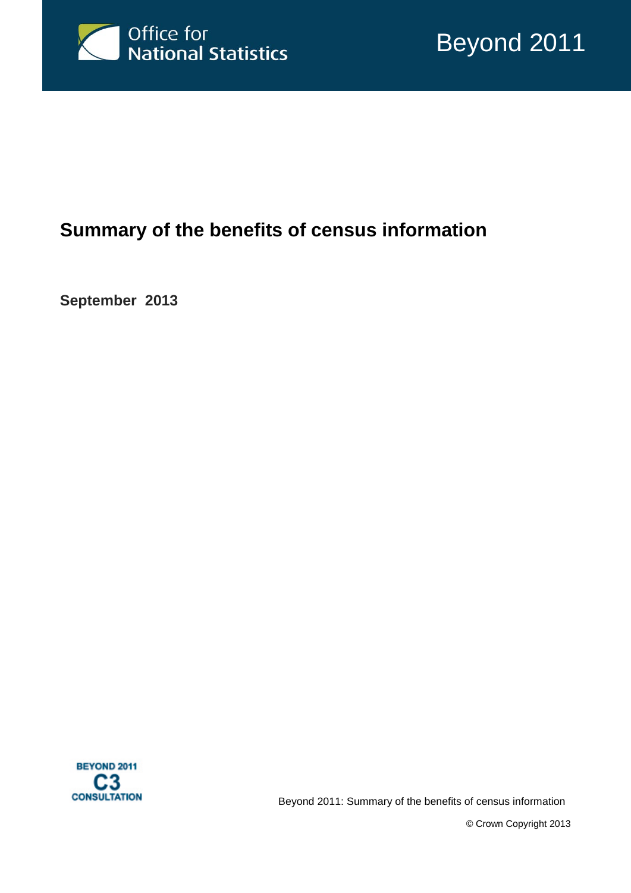Office for National Statistics

Beyond 2011

# Summary of the benefits of census information

**September 2013**

BEYOND 2011 C3 CONSULTATION

Beyond 2011: Summary of the benefits of census information

© Crown Copyright 2013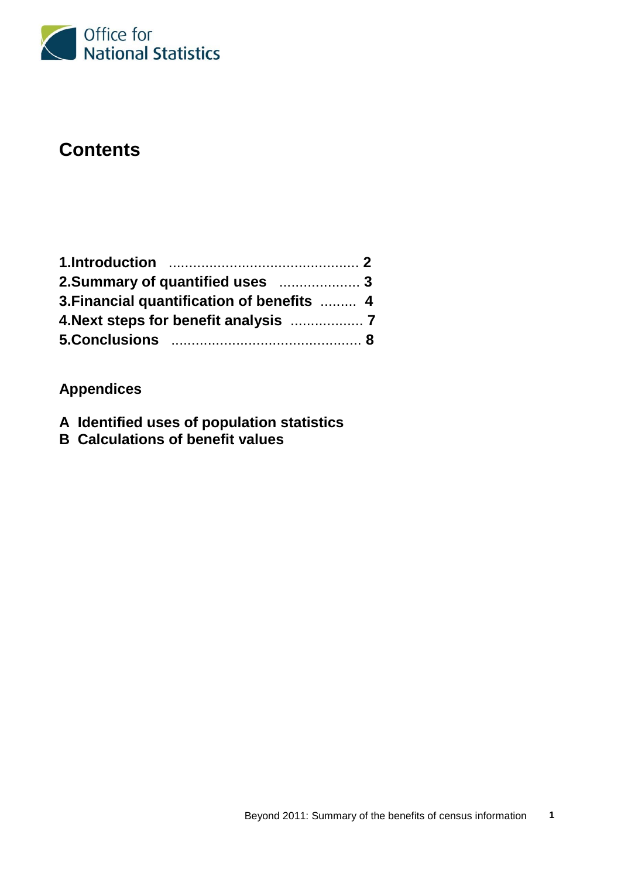# Contents

| | |
|---|---|
| **1.Introduction** | **2** |
| **2.Summary of quantified uses** | **3** |
| **3.Financial quantification of benefits** | **4** |
| **4.Next steps for benefit analysis** | **7** |
| **5.Conclusions** | **8** |

## Appendices

**A Identified uses of population statistics**
**B Calculations of benefit values**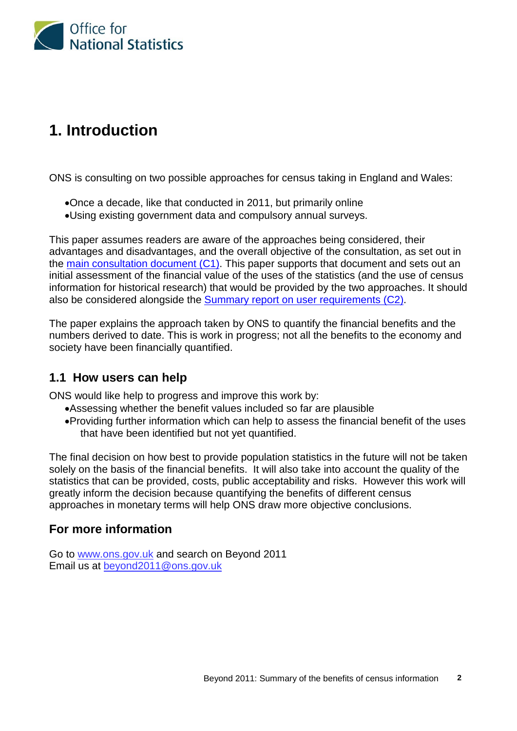# 1. Introduction

ONS is consulting on two possible approaches for census taking in England and Wales:

- Once a decade, like that conducted in 2011, but primarily online
- Using existing government data and compulsory annual surveys.

This paper assumes readers are aware of the approaches being considered, their advantages and disadvantages, and the overall objective of the consultation, as set out in the main consultation document (C1). This paper supports that document and sets out an initial assessment of the financial value of the uses of the statistics (and the use of census information for historical research) that would be provided by the two approaches. It should also be considered alongside the Summary report on user requirements (C2).

The paper explains the approach taken by ONS to quantify the financial benefits and the numbers derived to date. This is work in progress; not all the benefits to the economy and society have been financially quantified.

## 1.1 How users can help

ONS would like help to progress and improve this work by:

- Assessing whether the benefit values included so far are plausible
- Providing further information which can help to assess the financial benefit of the uses that have been identified but not yet quantified.

The final decision on how best to provide population statistics in the future will not be taken solely on the basis of the financial benefits. It will also take into account the quality of the statistics that can be provided, costs, public acceptability and risks. However this work will greatly inform the decision because quantifying the benefits of different census approaches in monetary terms will help ONS draw more objective conclusions.

## For more information

Go to www.ons.gov.uk and search on Beyond 2011
Email us at beyond2011@ons.gov.uk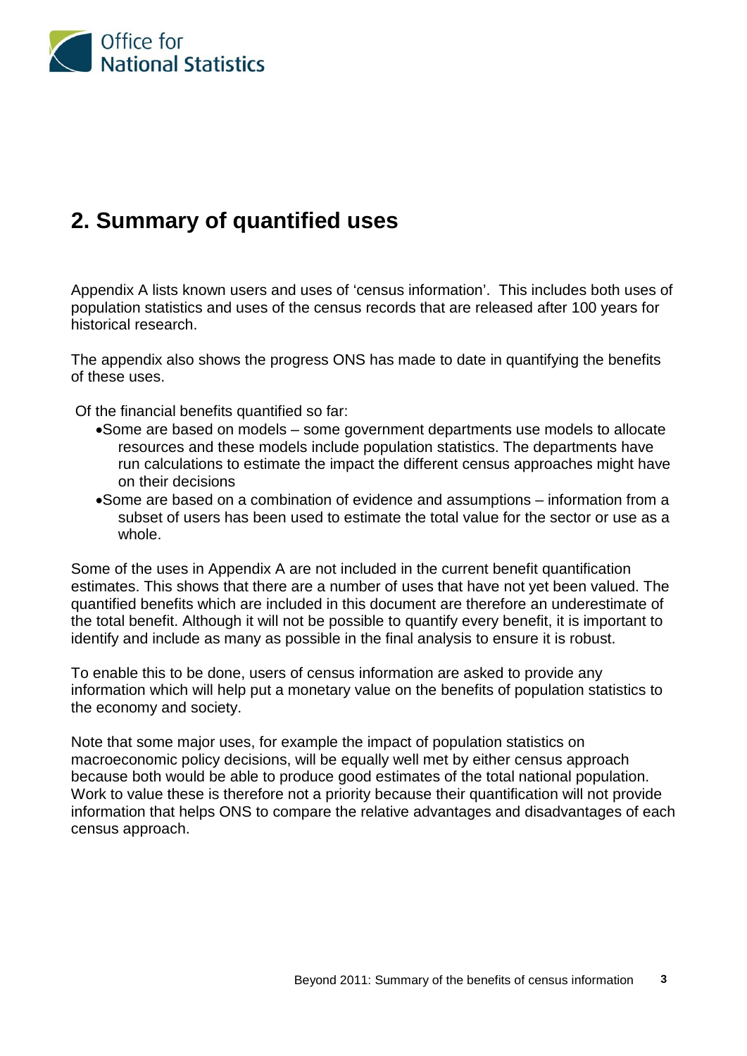## 2. Summary of quantified uses

Appendix A lists known users and uses of 'census information'. This includes both uses of population statistics and uses of the census records that are released after 100 years for historical research.

The appendix also shows the progress ONS has made to date in quantifying the benefits of these uses.

Of the financial benefits quantified so far:

- Some are based on models – some government departments use models to allocate resources and these models include population statistics. The departments have run calculations to estimate the impact the different census approaches might have on their decisions
- Some are based on a combination of evidence and assumptions – information from a subset of users has been used to estimate the total value for the sector or use as a whole.

Some of the uses in Appendix A are not included in the current benefit quantification estimates. This shows that there are a number of uses that have not yet been valued. The quantified benefits which are included in this document are therefore an underestimate of the total benefit. Although it will not be possible to quantify every benefit, it is important to identify and include as many as possible in the final analysis to ensure it is robust.

To enable this to be done, users of census information are asked to provide any information which will help put a monetary value on the benefits of population statistics to the economy and society.

Note that some major uses, for example the impact of population statistics on macroeconomic policy decisions, will be equally well met by either census approach because both would be able to produce good estimates of the total national population. Work to value these is therefore not a priority because their quantification will not provide information that helps ONS to compare the relative advantages and disadvantages of each census approach.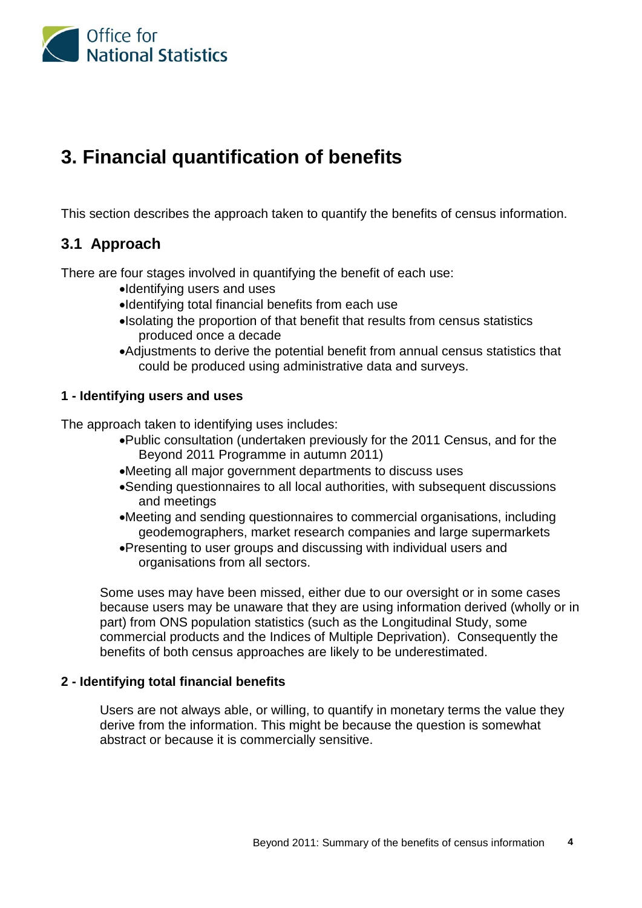# 3. Financial quantification of benefits

This section describes the approach taken to quantify the benefits of census information.

## 3.1 Approach

There are four stages involved in quantifying the benefit of each use:

- Identifying users and uses
- Identifying total financial benefits from each use
- Isolating the proportion of that benefit that results from census statistics produced once a decade
- Adjustments to derive the potential benefit from annual census statistics that could be produced using administrative data and surveys.

**1 - Identifying users and uses**

The approach taken to identifying uses includes:

- Public consultation (undertaken previously for the 2011 Census, and for the Beyond 2011 Programme in autumn 2011)
- Meeting all major government departments to discuss uses
- Sending questionnaires to all local authorities, with subsequent discussions and meetings
- Meeting and sending questionnaires to commercial organisations, including geodemographers, market research companies and large supermarkets
- Presenting to user groups and discussing with individual users and organisations from all sectors.

Some uses may have been missed, either due to our oversight or in some cases because users may be unaware that they are using information derived (wholly or in part) from ONS population statistics (such as the Longitudinal Study, some commercial products and the Indices of Multiple Deprivation). Consequently the benefits of both census approaches are likely to be underestimated.

**2 - Identifying total financial benefits**

Users are not always able, or willing, to quantify in monetary terms the value they derive from the information. This might be because the question is somewhat abstract or because it is commercially sensitive.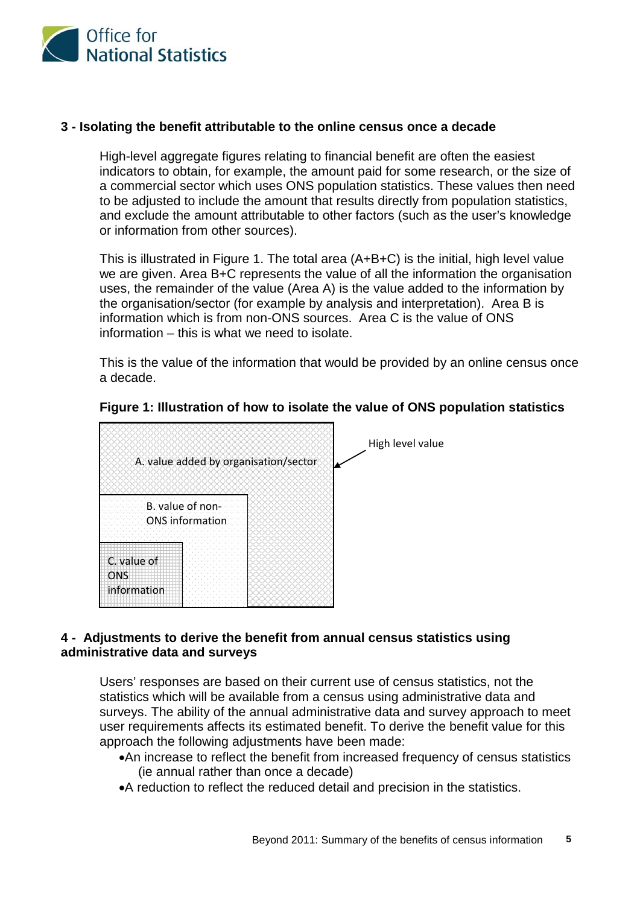### 3 - Isolating the benefit attributable to the online census once a decade

High-level aggregate figures relating to financial benefit are often the easiest indicators to obtain, for example, the amount paid for some research, or the size of a commercial sector which uses ONS population statistics. These values then need to be adjusted to include the amount that results directly from population statistics, and exclude the amount attributable to other factors (such as the user's knowledge or information from other sources).

This is illustrated in Figure 1. The total area (A+B+C) is the initial, high level value we are given. Area B+C represents the value of all the information the organisation uses, the remainder of the value (Area A) is the value added to the information by the organisation/sector (for example by analysis and interpretation). Area B is information which is from non-ONS sources. Area C is the value of ONS information – this is what we need to isolate.

This is the value of the information that would be provided by an online census once a decade.

**Figure 1: Illustration of how to isolate the value of ONS population statistics**

A. value added by organisation/sector

B. value of non-ONS information

C. value of ONS information

High level value

### 4 - Adjustments to derive the benefit from annual census statistics using administrative data and surveys

Users' responses are based on their current use of census statistics, not the statistics which will be available from a census using administrative data and surveys. The ability of the annual administrative data and survey approach to meet user requirements affects its estimated benefit. To derive the benefit value for this approach the following adjustments have been made:

- An increase to reflect the benefit from increased frequency of census statistics (ie annual rather than once a decade)
- A reduction to reflect the reduced detail and precision in the statistics.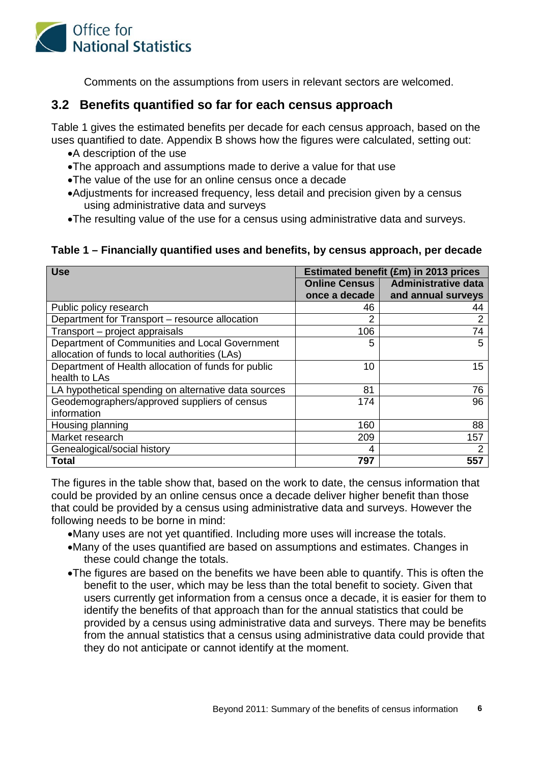Comments on the assumptions from users in relevant sectors are welcomed.

## 3.2 Benefits quantified so far for each census approach

Table 1 gives the estimated benefits per decade for each census approach, based on the uses quantified to date. Appendix B shows how the figures were calculated, setting out:

- A description of the use
- The approach and assumptions made to derive a value for that use
- The value of the use for an online census once a decade
- Adjustments for increased frequency, less detail and precision given by a census using administrative data and surveys
- The resulting value of the use for a census using administrative data and surveys.

**Table 1 – Financially quantified uses and benefits, by census approach, per decade**

| Use | Estimated benefit (£m) in 2013 prices | |
|---|---|---|
| | Online Census once a decade | Administrative data and annual surveys |
| Public policy research | 46 | 44 |
| Department for Transport – resource allocation | 2 | 2 |
| Transport – project appraisals | 106 | 74 |
| Department of Communities and Local Government allocation of funds to local authorities (LAs) | 5 | 5 |
| Department of Health allocation of funds for public health to LAs | 10 | 15 |
| LA hypothetical spending on alternative data sources | 81 | 76 |
| Geodemographers/approved suppliers of census information | 174 | 96 |
| Housing planning | 160 | 88 |
| Market research | 209 | 157 |
| Genealogical/social history | 4 | 2 |
| **Total** | **797** | **557** |

The figures in the table show that, based on the work to date, the census information that could be provided by an online census once a decade deliver higher benefit than those that could be provided by a census using administrative data and surveys. However the following needs to be borne in mind:

- Many uses are not yet quantified. Including more uses will increase the totals.
- Many of the uses quantified are based on assumptions and estimates. Changes in these could change the totals.
- The figures are based on the benefits we have been able to quantify. This is often the benefit to the user, which may be less than the total benefit to society. Given that users currently get information from a census once a decade, it is easier for them to identify the benefits of that approach than for the annual statistics that could be provided by a census using administrative data and surveys. There may be benefits from the annual statistics that a census using administrative data could provide that they do not anticipate or cannot identify at the moment.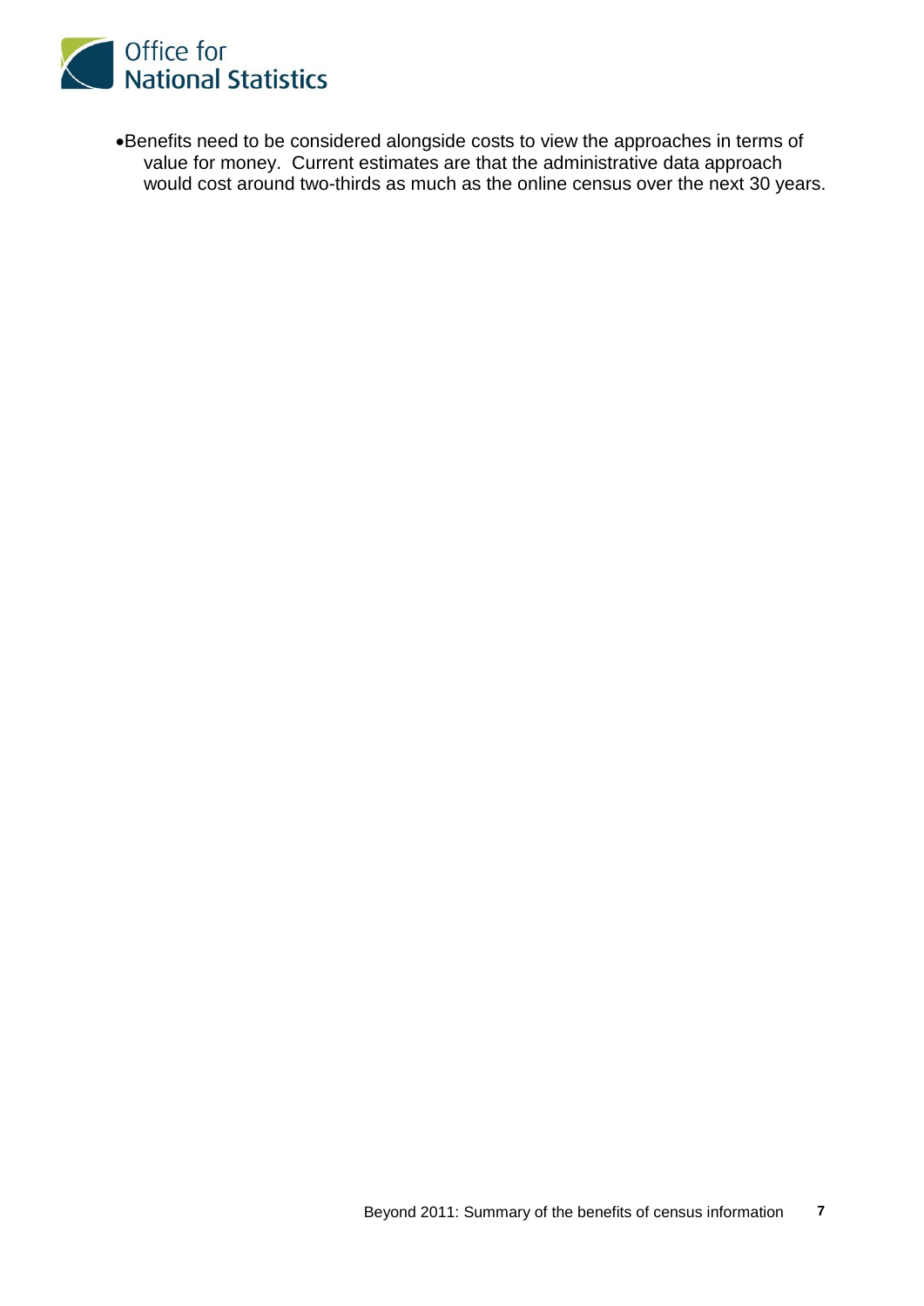- Benefits need to be considered alongside costs to view the approaches in terms of value for money. Current estimates are that the administrative data approach would cost around two-thirds as much as the online census over the next 30 years.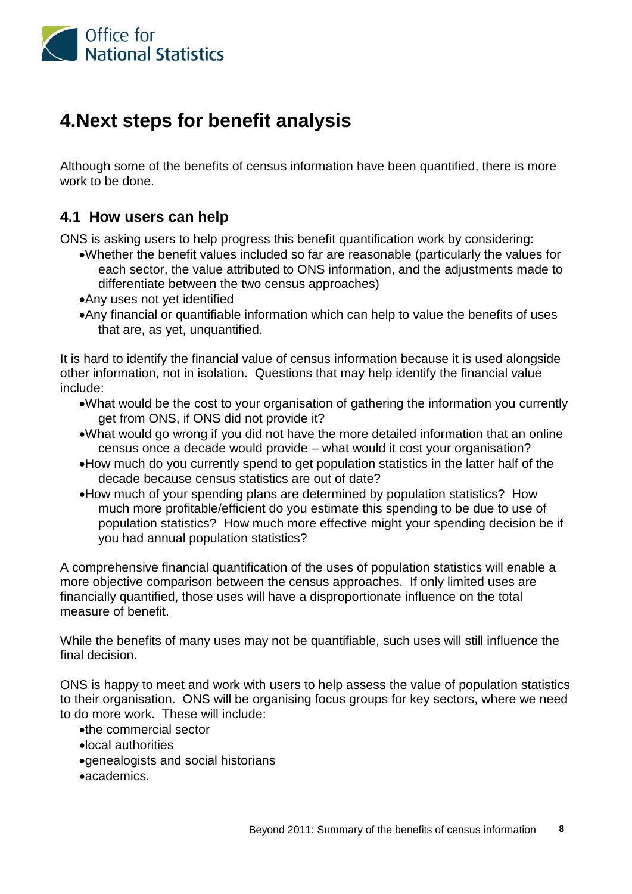# 4.Next steps for benefit analysis

Although some of the benefits of census information have been quantified, there is more work to be done.

## 4.1 How users can help

ONS is asking users to help progress this benefit quantification work by considering:

- Whether the benefit values included so far are reasonable (particularly the values for each sector, the value attributed to ONS information, and the adjustments made to differentiate between the two census approaches)
- Any uses not yet identified
- Any financial or quantifiable information which can help to value the benefits of uses that are, as yet, unquantified.

It is hard to identify the financial value of census information because it is used alongside other information, not in isolation. Questions that may help identify the financial value include:

- What would be the cost to your organisation of gathering the information you currently get from ONS, if ONS did not provide it?
- What would go wrong if you did not have the more detailed information that an online census once a decade would provide – what would it cost your organisation?
- How much do you currently spend to get population statistics in the latter half of the decade because census statistics are out of date?
- How much of your spending plans are determined by population statistics? How much more profitable/efficient do you estimate this spending to be due to use of population statistics? How much more effective might your spending decision be if you had annual population statistics?

A comprehensive financial quantification of the uses of population statistics will enable a more objective comparison between the census approaches. If only limited uses are financially quantified, those uses will have a disproportionate influence on the total measure of benefit.

While the benefits of many uses may not be quantifiable, such uses will still influence the final decision.

ONS is happy to meet and work with users to help assess the value of population statistics to their organisation. ONS will be organising focus groups for key sectors, where we need to do more work. These will include:

- the commercial sector
- local authorities
- genealogists and social historians
- academics.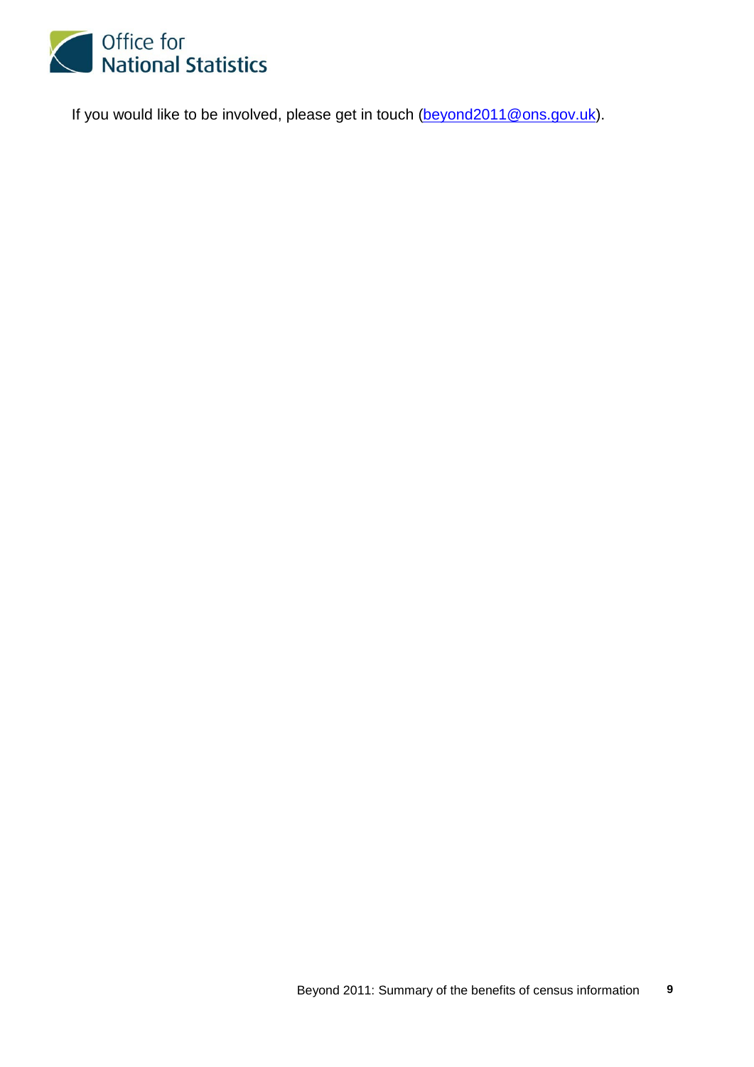If you would like to be involved, please get in touch (beyond2011@ons.gov.uk).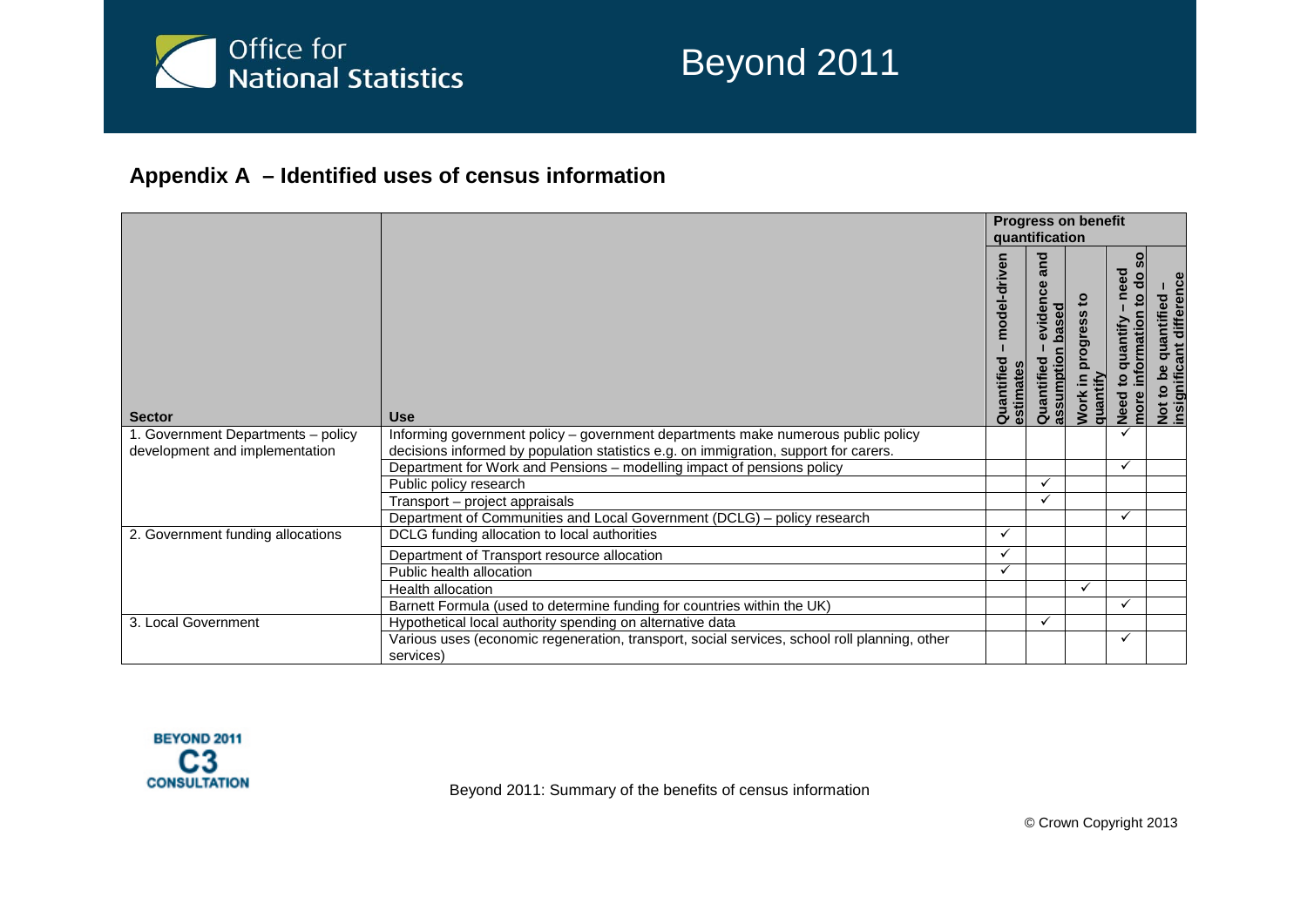## Appendix A – Identified uses of census information

| Sector | Use | Progress on benefit quantification | | | | |
|---|---|---|---|---|---|---|
| | | Quantified – model-driven estimates | Quantified – evidence and assumption based | Work in progress to quantify | Need to quantify – need more information to do so | Not to be quantified – insignificant difference |
| 1. Government Departments – policy development and implementation | Informing government policy – government departments make numerous public policy decisions informed by population statistics e.g. on immigration, support for carers. | | | | ✓ | |
| | Department for Work and Pensions – modelling impact of pensions policy | | | | ✓ | |
| | Public policy research | | ✓ | | | |
| | Transport – project appraisals | | ✓ | | | |
| | Department of Communities and Local Government (DCLG) – policy research | | | | ✓ | |
| 2. Government funding allocations | DCLG funding allocation to local authorities | ✓ | | | | |
| | Department of Transport resource allocation | ✓ | | | | |
| | Public health allocation | ✓ | | | | |
| | Health allocation | | | ✓ | | |
| | Barnett Formula (used to determine funding for countries within the UK) | | | | ✓ | |
| 3. Local Government | Hypothetical local authority spending on alternative data | | ✓ | | | |
| | Various uses (economic regeneration, transport, social services, school roll planning, other services) | | | | ✓ | |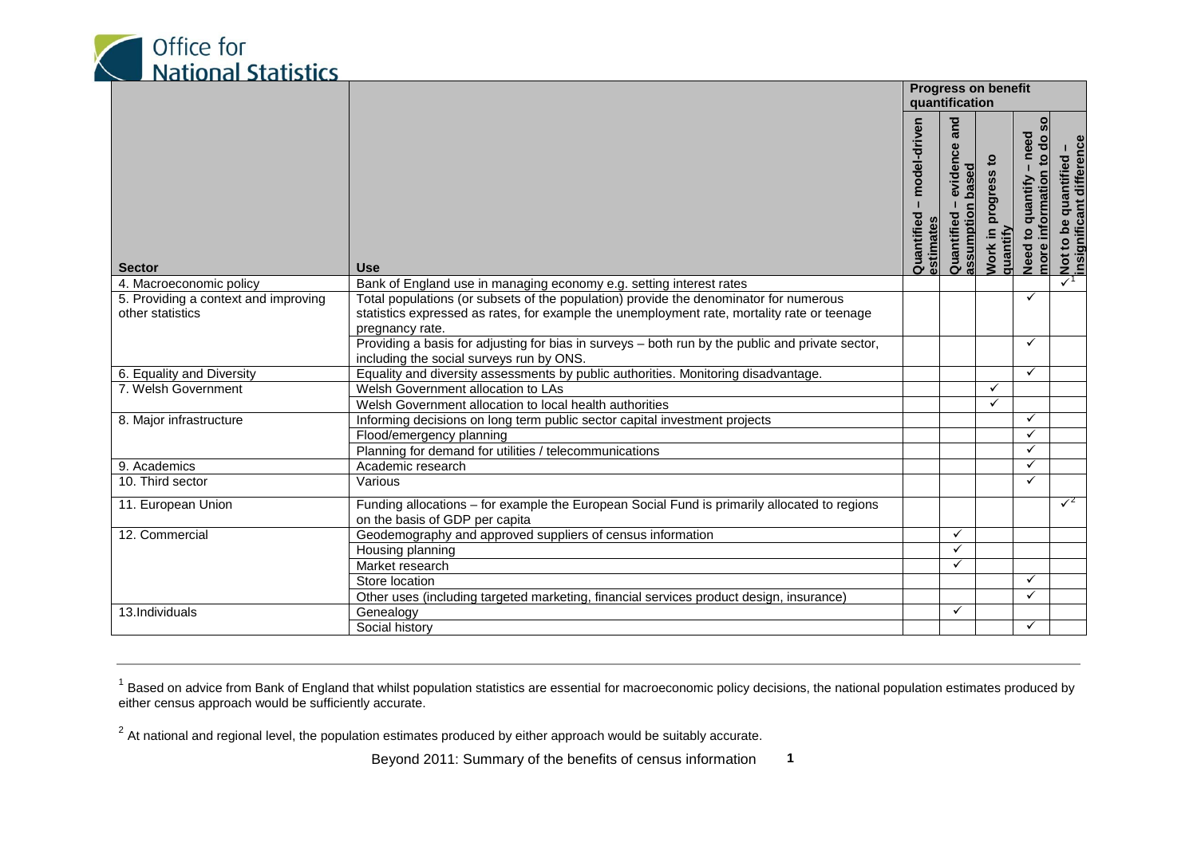| Sector | Use | Progress on benefit quantification | | | | |
|---|---|---|---|---|---|---|
| | | Quantified – model-driven estimates | Quantified – evidence and assumption based | Work in progress to quantify | Need to quantify – need more information to do so | Not to be quantified – insignificant difference |
| 4. Macroeconomic policy | Bank of England use in managing economy e.g. setting interest rates | | | | | ✓[1] |
| 5. Providing a context and improving other statistics | Total populations (or subsets of the population) provide the denominator for numerous statistics expressed as rates, for example the unemployment rate, mortality rate or teenage pregnancy rate. | | | | ✓ | |
| | Providing a basis for adjusting for bias in surveys – both run by the public and private sector, including the social surveys run by ONS. | | | | ✓ | |
| 6. Equality and Diversity | Equality and diversity assessments by public authorities. Monitoring disadvantage. | | | | ✓ | |
| 7. Welsh Government | Welsh Government allocation to LAs | | | ✓ | | |
| | Welsh Government allocation to local health authorities | | | ✓ | | |
| 8. Major infrastructure | Informing decisions on long term public sector capital investment projects | | | | ✓ | |
| | Flood/emergency planning | | | | ✓ | |
| | Planning for demand for utilities / telecommunications | | | | ✓ | |
| 9. Academics | Academic research | | | | ✓ | |
| 10. Third sector | Various | | | | ✓ | |
| 11. European Union | Funding allocations – for example the European Social Fund is primarily allocated to regions on the basis of GDP per capita | | | | | ✓[2] |
| 12. Commercial | Geodemography and approved suppliers of census information | | ✓ | | | |
| | Housing planning | | ✓ | | | |
| | Market research | | ✓ | | | |
| | Store location | | | | ✓ | |
| | Other uses (including targeted marketing, financial services product design, insurance) | | | | ✓ | |
| 13.Individuals | Genealogy | | ✓ | | | |
| | Social history | | | | ✓ | |

[1] Based on advice from Bank of England that whilst population statistics are essential for macroeconomic policy decisions, the national population estimates produced by either census approach would be sufficiently accurate.

[2] At national and regional level, the population estimates produced by either approach would be suitably accurate.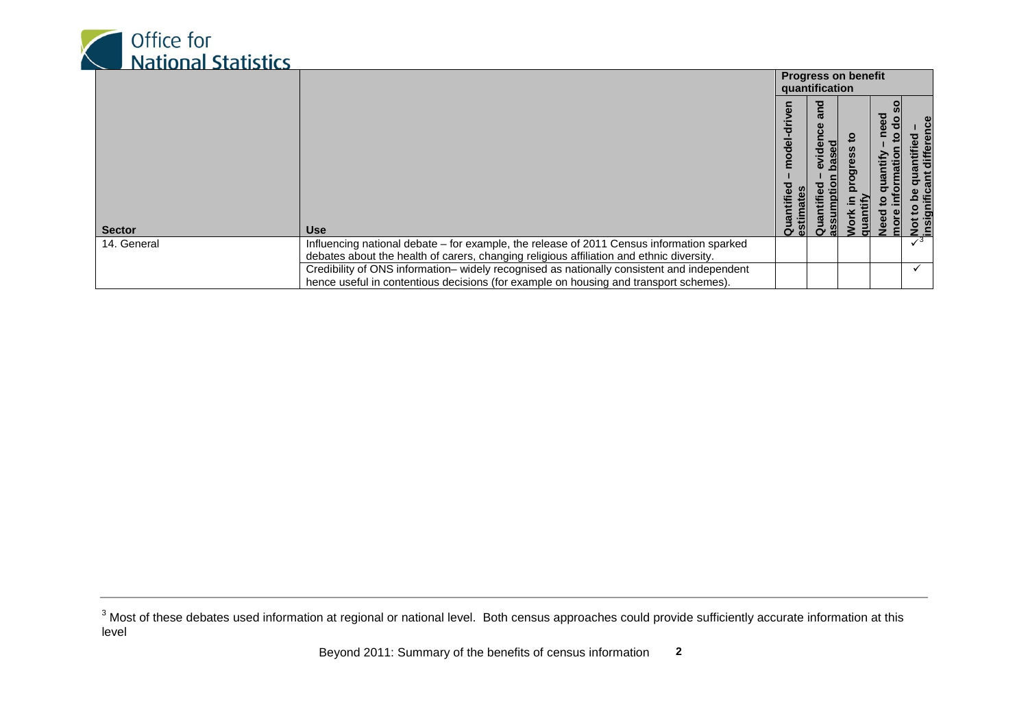| Sector | Use | Progress on benefit quantification | | | | |
|---|---|---|---|---|---|---|
| | | Quantified – model-driven estimates | Quantified – evidence and assumption based | Work in progress to quantify | Need to quantify – need more information to do so | Not to be quantified – insignificant difference |
| 14. General | Influencing national debate – for example, the release of 2011 Census information sparked debates about the health of carers, changing religious affiliation and ethnic diversity. | | | | | ✓[3] |
| | Credibility of ONS information– widely recognised as nationally consistent and independent hence useful in contentious decisions (for example on housing and transport schemes). | | | | | ✓ |

[3] Most of these debates used information at regional or national level. Both census approaches could provide sufficiently accurate information at this level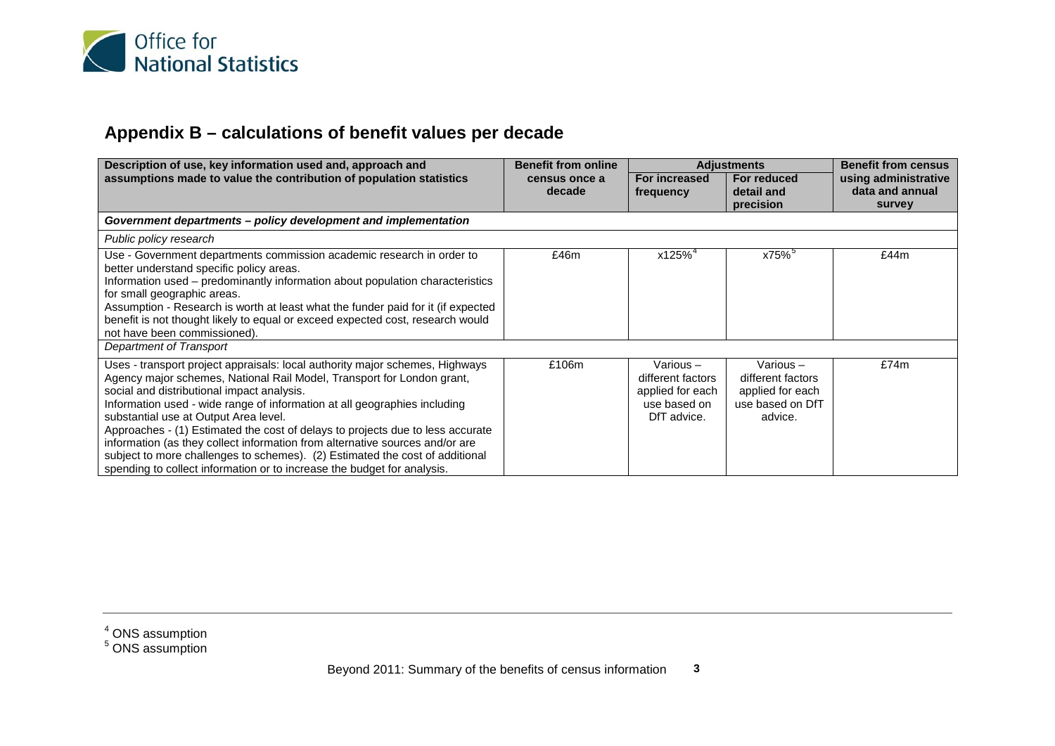## Appendix B – calculations of benefit values per decade

| Description of use, key information used and, approach and assumptions made to value the contribution of population statistics | Benefit from online census once a decade | Adjustments | | Benefit from census using administrative data and annual survey |
|---|---|---|---|---|
| | | For increased frequency | For reduced detail and precision | |
| ***Government departments – policy development and implementation*** | | | | |
| *Public policy research* | | | | |
| Use - Government departments commission academic research in order to better understand specific policy areas.<br>Information used – predominantly information about population characteristics for small geographic areas.<br>Assumption - Research is worth at least what the funder paid for it (if expected benefit is not thought likely to equal or exceed expected cost, research would not have been commissioned). | £46m | x125%[4] | x75%[5] | £44m |
| *Department of Transport* | | | | |
| Uses - transport project appraisals: local authority major schemes, Highways Agency major schemes, National Rail Model, Transport for London grant, social and distributional impact analysis.<br>Information used - wide range of information at all geographies including substantial use at Output Area level.<br>Approaches - (1) Estimated the cost of delays to projects due to less accurate information (as they collect information from alternative sources and/or are subject to more challenges to schemes). (2) Estimated the cost of additional spending to collect information or to increase the budget for analysis. | £106m | Various – different factors applied for each use based on DfT advice. | Various – different factors applied for each use based on DfT advice. | £74m |

[4] ONS assumption
[5] ONS assumption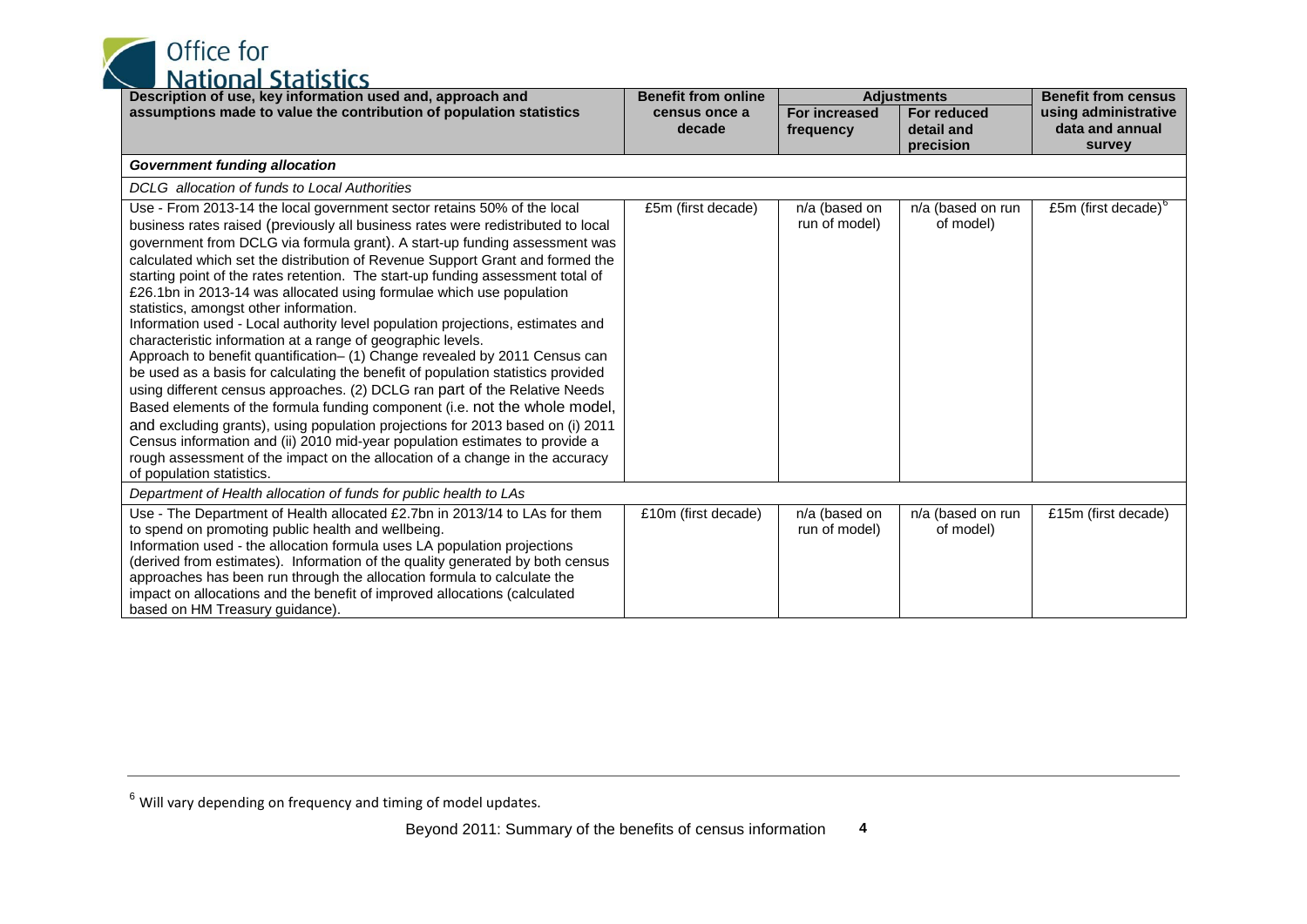| Description of use, key information used and, approach and assumptions made to value the contribution of population statistics | Benefit from online census once a decade | Adjustments | | Benefit from census using administrative data and annual survey |
|---|---|---|---|---|
| | | For increased frequency | For reduced detail and precision | |
| ***Government funding allocation*** | | | | |
| *DCLG allocation of funds to Local Authorities* | | | | |
| Use - From 2013-14 the local government sector retains 50% of the local business rates raised (previously all business rates were redistributed to local government from DCLG via formula grant). A start-up funding assessment was calculated which set the distribution of Revenue Support Grant and formed the starting point of the rates retention. The start-up funding assessment total of £26.1bn in 2013-14 was allocated using formulae which use population statistics, amongst other information.<br>Information used - Local authority level population projections, estimates and characteristic information at a range of geographic levels.<br>Approach to benefit quantification– (1) Change revealed by 2011 Census can be used as a basis for calculating the benefit of population statistics provided using different census approaches. (2) DCLG ran part of the Relative Needs Based elements of the formula funding component (i.e. not the whole model, and excluding grants), using population projections for 2013 based on (i) 2011 Census information and (ii) 2010 mid-year population estimates to provide a rough assessment of the impact on the allocation of a change in the accuracy of population statistics. | £5m (first decade) | n/a (based on run of model) | n/a (based on run of model) | £5m (first decade)[6] |
| *Department of Health allocation of funds for public health to LAs* | | | | |
| Use - The Department of Health allocated £2.7bn in 2013/14 to LAs for them to spend on promoting public health and wellbeing.<br>Information used - the allocation formula uses LA population projections (derived from estimates). Information of the quality generated by both census approaches has been run through the allocation formula to calculate the impact on allocations and the benefit of improved allocations (calculated based on HM Treasury guidance). | £10m (first decade) | n/a (based on run of model) | n/a (based on run of model) | £15m (first decade) |

[6] Will vary depending on frequency and timing of model updates.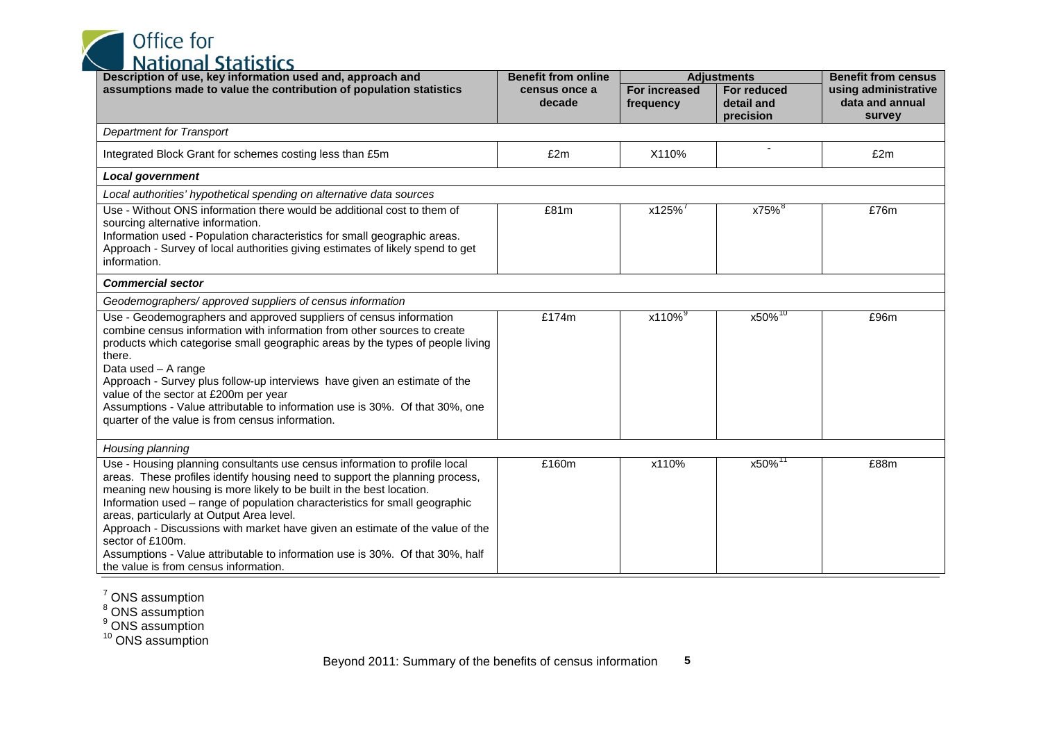| Description of use, key information used and, approach and assumptions made to value the contribution of population statistics | Benefit from online census once a decade | Adjustments | | Benefit from census using administrative data and annual survey |
|---|---|---|---|---|
| | | For increased frequency | For reduced detail and precision | |
| *Department for Transport* | | | | |
| Integrated Block Grant for schemes costing less than £5m | £2m | X110% | - | £2m |
| ***Local government*** | | | | |
| *Local authorities' hypothetical spending on alternative data sources* | | | | |
| Use - Without ONS information there would be additional cost to them of sourcing alternative information.<br>Information used - Population characteristics for small geographic areas.<br>Approach - Survey of local authorities giving estimates of likely spend to get information. | £81m | x125%[7] | x75%[8] | £76m |
| ***Commercial sector*** | | | | |
| *Geodemographers/ approved suppliers of census information* | | | | |
| Use - Geodemographers and approved suppliers of census information combine census information with information from other sources to create products which categorise small geographic areas by the types of people living there.<br>Data used – A range<br>Approach - Survey plus follow-up interviews have given an estimate of the value of the sector at £200m per year<br>Assumptions - Value attributable to information use is 30%. Of that 30%, one quarter of the value is from census information. | £174m | x110%[9] | x50%[10] | £96m |
| *Housing planning* | | | | |
| Use - Housing planning consultants use census information to profile local areas. These profiles identify housing need to support the planning process, meaning new housing is more likely to be built in the best location.<br>Information used – range of population characteristics for small geographic areas, particularly at Output Area level.<br>Approach - Discussions with market have given an estimate of the value of the sector of £100m.<br>Assumptions - Value attributable to information use is 30%. Of that 30%, half the value is from census information. | £160m | x110% | x50%[11] | £88m |

[7] ONS assumption
[8] ONS assumption
[9] ONS assumption
[10] ONS assumption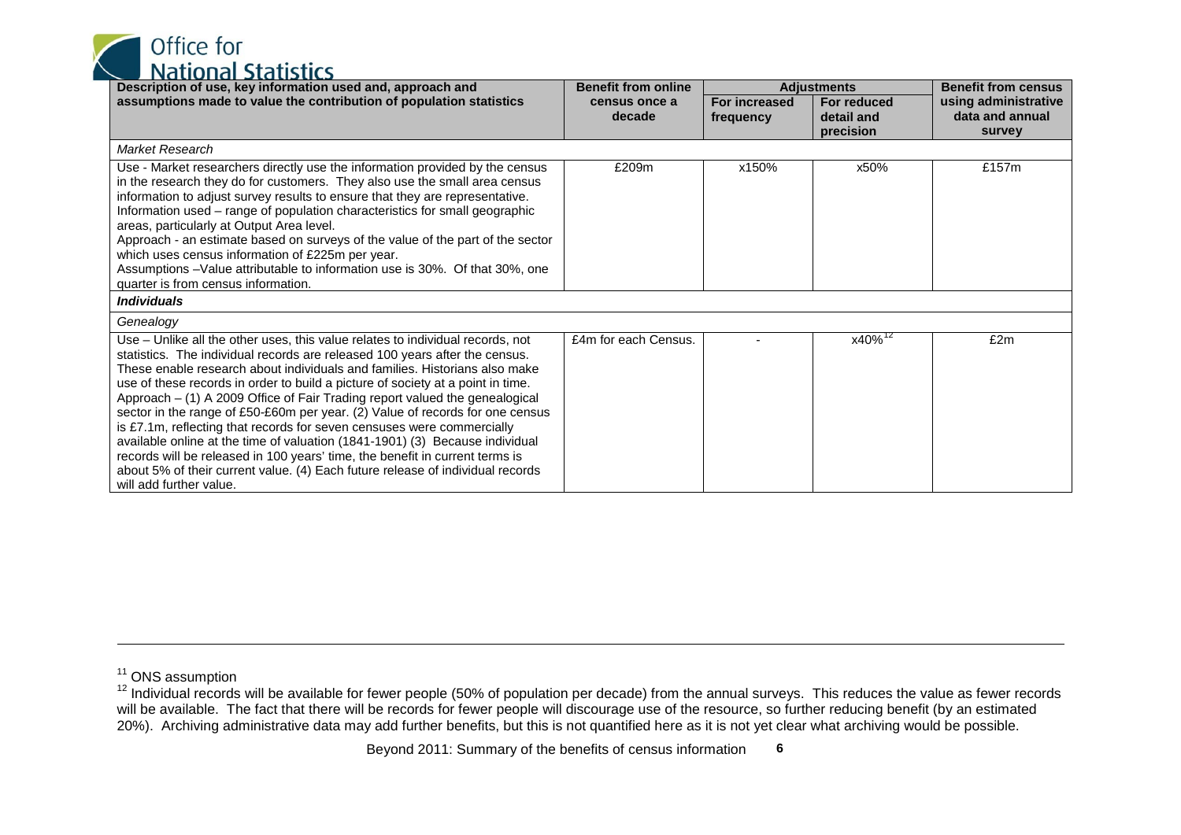| Description of use, key information used and, approach and assumptions made to value the contribution of population statistics | Benefit from online census once a decade | Adjustments | | Benefit from census using administrative data and annual survey |
|---|---|---|---|---|
| | | For increased frequency | For reduced detail and precision | |
| *Market Research* | | | | |
| Use - Market researchers directly use the information provided by the census in the research they do for customers. They also use the small area census information to adjust survey results to ensure that they are representative.<br>Information used – range of population characteristics for small geographic areas, particularly at Output Area level.<br>Approach - an estimate based on surveys of the value of the part of the sector which uses census information of £225m per year.<br>Assumptions –Value attributable to information use is 30%. Of that 30%, one quarter is from census information. | £209m | x150% | x50% | £157m |
| ***Individuals*** | | | | |
| *Genealogy* | | | | |
| Use – Unlike all the other uses, this value relates to individual records, not statistics. The individual records are released 100 years after the census. These enable research about individuals and families. Historians also make use of these records in order to build a picture of society at a point in time.<br>Approach – (1) A 2009 Office of Fair Trading report valued the genealogical sector in the range of £50-£60m per year. (2) Value of records for one census is £7.1m, reflecting that records for seven censuses were commercially available online at the time of valuation (1841-1901) (3) Because individual records will be released in 100 years' time, the benefit in current terms is about 5% of their current value. (4) Each future release of individual records will add further value. | £4m for each Census. | - | x40%[12] | £2m |

[11] ONS assumption

[12] Individual records will be available for fewer people (50% of population per decade) from the annual surveys. This reduces the value as fewer records will be available. The fact that there will be records for fewer people will discourage use of the resource, so further reducing benefit (by an estimated 20%). Archiving administrative data may add further benefits, but this is not quantified here as it is not yet clear what archiving would be possible.